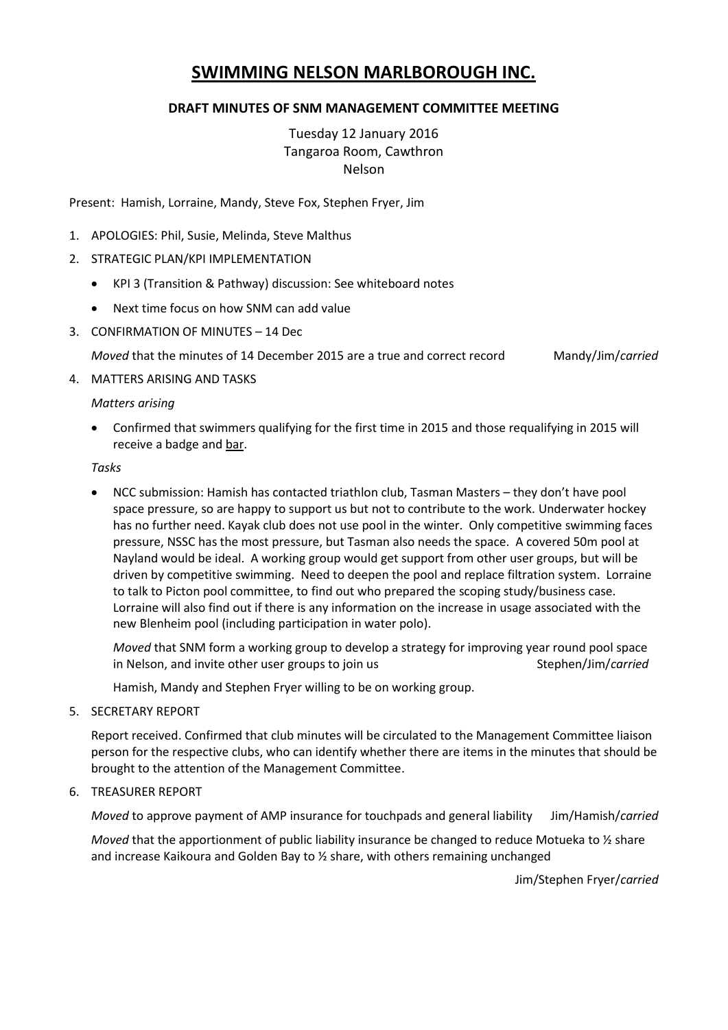# SWIMMING NELSON MARLBOROUGH INC.

### DRAFT MINUTES OF SNM MANAGEMENT COMMITTEE MEETING

Tuesday 12 January 2016
Tangaroa Room, Cawthron
Nelson

Present: Hamish, Lorraine, Mandy, Steve Fox, Stephen Fryer, Jim

1. APOLOGIES: Phil, Susie, Melinda, Steve Malthus
2. STRATEGIC PLAN/KPI IMPLEMENTATION
   - KPI 3 (Transition & Pathway) discussion: See whiteboard notes
   - Next time focus on how SNM can add value
3. CONFIRMATION OF MINUTES – 14 Dec

   *Moved* that the minutes of 14 December 2015 are a true and correct record Mandy/Jim/*carried*

4. MATTERS ARISING AND TASKS

   *Matters arising*

   - Confirmed that swimmers qualifying for the first time in 2015 and those requalifying in 2015 will receive a badge and <u>bar</u>.

   *Tasks*

   - NCC submission: Hamish has contacted triathlon club, Tasman Masters – they don't have pool space pressure, so are happy to support us but not to contribute to the work. Underwater hockey has no further need. Kayak club does not use pool in the winter. Only competitive swimming faces pressure, NSSC has the most pressure, but Tasman also needs the space. A covered 50m pool at Nayland would be ideal. A working group would get support from other user groups, but will be driven by competitive swimming. Need to deepen the pool and replace filtration system. Lorraine to talk to Picton pool committee, to find out who prepared the scoping study/business case. Lorraine will also find out if there is any information on the increase in usage associated with the new Blenheim pool (including participation in water polo).

     *Moved* that SNM form a working group to develop a strategy for improving year round pool space in Nelson, and invite other user groups to join us Stephen/Jim/*carried*

     Hamish, Mandy and Stephen Fryer willing to be on working group.

5. SECRETARY REPORT

   Report received. Confirmed that club minutes will be circulated to the Management Committee liaison person for the respective clubs, who can identify whether there are items in the minutes that should be brought to the attention of the Management Committee.

6. TREASURER REPORT

   *Moved* to approve payment of AMP insurance for touchpads and general liability Jim/Hamish/*carried*

   *Moved* that the apportionment of public liability insurance be changed to reduce Motueka to ½ share and increase Kaikoura and Golden Bay to ½ share, with others remaining unchanged

   Jim/Stephen Fryer/*carried*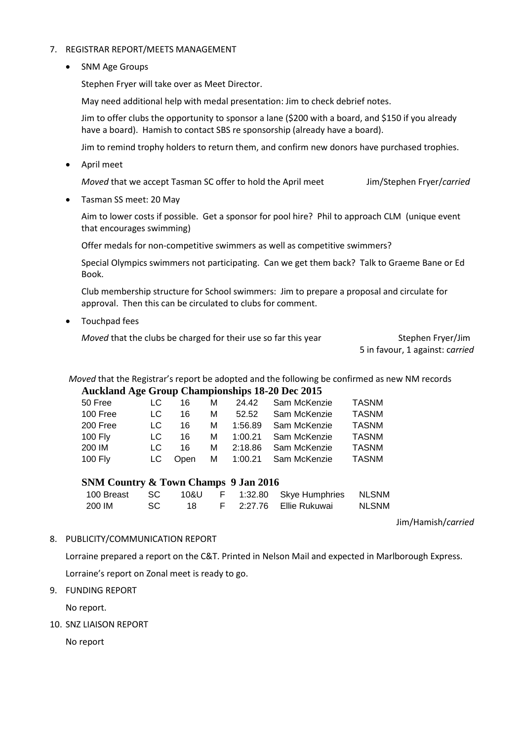7. REGISTRAR REPORT/MEETS MANAGEMENT

- SNM Age Groups

  Stephen Fryer will take over as Meet Director.

  May need additional help with medal presentation: Jim to check debrief notes.

  Jim to offer clubs the opportunity to sponsor a lane ($200 with a board, and $150 if you already have a board). Hamish to contact SBS re sponsorship (already have a board).

  Jim to remind trophy holders to return them, and confirm new donors have purchased trophies.

- April meet

  *Moved* that we accept Tasman SC offer to hold the April meet — Jim/Stephen Fryer/*carried*

- Tasman SS meet: 20 May

  Aim to lower costs if possible. Get a sponsor for pool hire? Phil to approach CLM (unique event that encourages swimming)

  Offer medals for non-competitive swimmers as well as competitive swimmers?

  Special Olympics swimmers not participating. Can we get them back? Talk to Graeme Bane or Ed Book.

  Club membership structure for School swimmers: Jim to prepare a proposal and circulate for approval. Then this can be circulated to clubs for comment.

- Touchpad fees

  *Moved* that the clubs be charged for their use so far this year — Stephen Fryer/Jim
  5 in favour, 1 against: c*arried*

*Moved* that the Registrar's report be adopted and the following be confirmed as new NM records

**Auckland Age Group Championships 18-20 Dec 2015**

| | | | | | | |
|---|---|---|---|---|---|---|
| 50 Free | LC | 16 | M | 24.42 | Sam McKenzie | TASNM |
| 100 Free | LC | 16 | M | 52.52 | Sam McKenzie | TASNM |
| 200 Free | LC | 16 | M | 1:56.89 | Sam McKenzie | TASNM |
| 100 Fly | LC | 16 | M | 1:00.21 | Sam McKenzie | TASNM |
| 200 IM | LC | 16 | M | 2:18.86 | Sam McKenzie | TASNM |
| 100 Fly | LC | Open | M | 1:00.21 | Sam McKenzie | TASNM |

**SNM Country & Town Champs 9 Jan 2016**

| | | | | | | |
|---|---|---|---|---|---|---|
| 100 Breast | SC | 10&U | F | 1:32.80 | Skye Humphries | NLSNM |
| 200 IM | SC | 18 | F | 2:27.76 | Ellie Rukuwai | NLSNM |

Jim/Hamish/*carried*

8. PUBLICITY/COMMUNICATION REPORT

   Lorraine prepared a report on the C&T. Printed in Nelson Mail and expected in Marlborough Express.

   Lorraine's report on Zonal meet is ready to go.

9. FUNDING REPORT

   No report.

10. SNZ LIAISON REPORT

    No report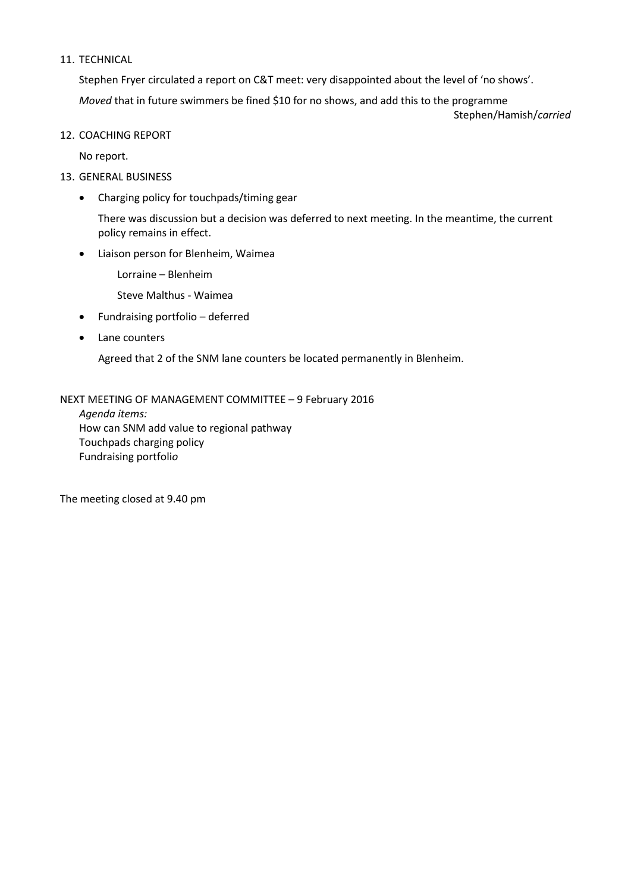11. TECHNICAL

    Stephen Fryer circulated a report on C&T meet: very disappointed about the level of 'no shows'.

    *Moved* that in future swimmers be fined $10 for no shows, and add this to the programme

    Stephen/Hamish/*carried*

12. COACHING REPORT

    No report.

13. GENERAL BUSINESS

    - Charging policy for touchpads/timing gear

      There was discussion but a decision was deferred to next meeting. In the meantime, the current policy remains in effect.

    - Liaison person for Blenheim, Waimea

      Lorraine – Blenheim

      Steve Malthus - Waimea

    - Fundraising portfolio – deferred

    - Lane counters

      Agreed that 2 of the SNM lane counters be located permanently in Blenheim.

NEXT MEETING OF MANAGEMENT COMMITTEE – 9 February 2016

*Agenda items:*

How can SNM add value to regional pathway

Touchpads charging policy

Fundraising portfolio

The meeting closed at 9.40 pm